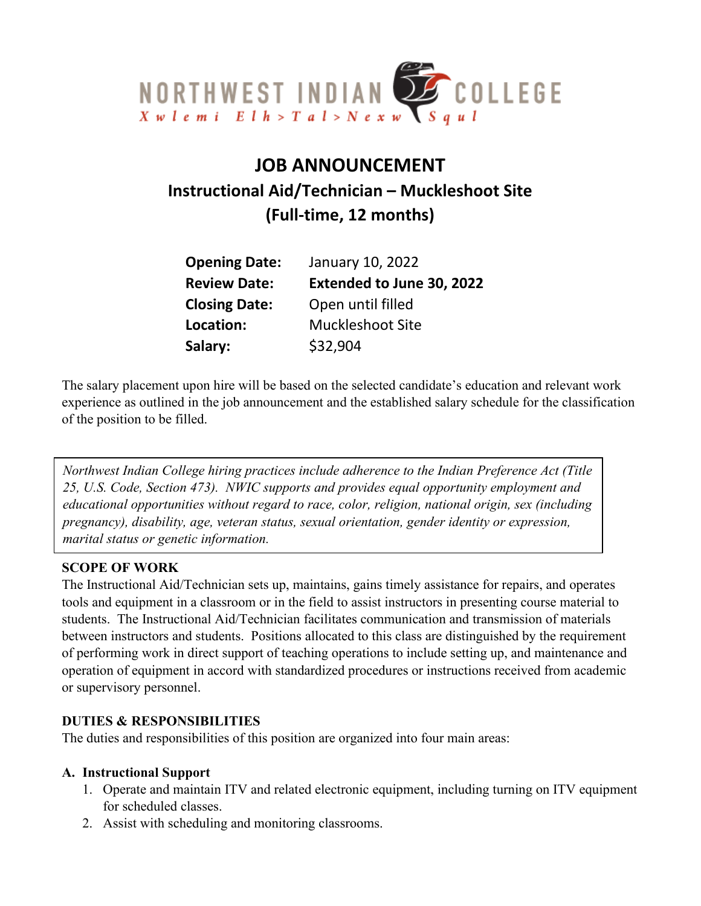NORTHWEST INDIAN COLLEGE

Xwlemi Elh>Tal>Nexw Squl

# JOB ANNOUNCEMENT

## Instructional Aid/Technician – Muckleshoot Site
## (Full-time, 12 months)

| | |
|---|---|
| **Opening Date:** | January 10, 2022 |
| **Review Date:** | **Extended to June 30, 2022** |
| **Closing Date:** | Open until filled |
| **Location:** | Muckleshoot Site |
| **Salary:** | $32,904 |

The salary placement upon hire will be based on the selected candidate's education and relevant work experience as outlined in the job announcement and the established salary schedule for the classification of the position to be filled.

*Northwest Indian College hiring practices include adherence to the Indian Preference Act (Title 25, U.S. Code, Section 473). NWIC supports and provides equal opportunity employment and educational opportunities without regard to race, color, religion, national origin, sex (including pregnancy), disability, age, veteran status, sexual orientation, gender identity or expression, marital status or genetic information.*

### SCOPE OF WORK

The Instructional Aid/Technician sets up, maintains, gains timely assistance for repairs, and operates tools and equipment in a classroom or in the field to assist instructors in presenting course material to students. The Instructional Aid/Technician facilitates communication and transmission of materials between instructors and students. Positions allocated to this class are distinguished by the requirement of performing work in direct support of teaching operations to include setting up, and maintenance and operation of equipment in accord with standardized procedures or instructions received from academic or supervisory personnel.

### DUTIES & RESPONSIBILITIES

The duties and responsibilities of this position are organized into four main areas:

**A. Instructional Support**

1. Operate and maintain ITV and related electronic equipment, including turning on ITV equipment for scheduled classes.
2. Assist with scheduling and monitoring classrooms.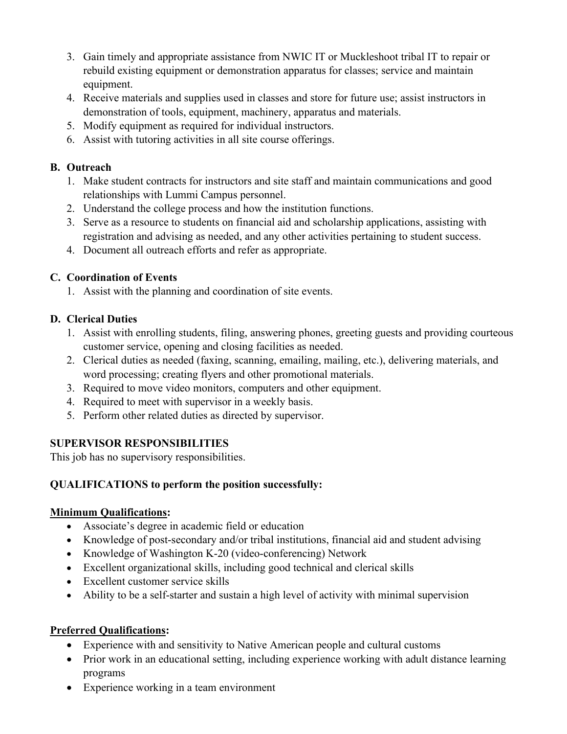3. Gain timely and appropriate assistance from NWIC IT or Muckleshoot tribal IT to repair or rebuild existing equipment or demonstration apparatus for classes; service and maintain equipment.
4. Receive materials and supplies used in classes and store for future use; assist instructors in demonstration of tools, equipment, machinery, apparatus and materials.
5. Modify equipment as required for individual instructors.
6. Assist with tutoring activities in all site course offerings.

**B. Outreach**

1. Make student contracts for instructors and site staff and maintain communications and good relationships with Lummi Campus personnel.
2. Understand the college process and how the institution functions.
3. Serve as a resource to students on financial aid and scholarship applications, assisting with registration and advising as needed, and any other activities pertaining to student success.
4. Document all outreach efforts and refer as appropriate.

**C. Coordination of Events**

1. Assist with the planning and coordination of site events.

**D. Clerical Duties**

1. Assist with enrolling students, filing, answering phones, greeting guests and providing courteous customer service, opening and closing facilities as needed.
2. Clerical duties as needed (faxing, scanning, emailing, mailing, etc.), delivering materials, and word processing; creating flyers and other promotional materials.
3. Required to move video monitors, computers and other equipment.
4. Required to meet with supervisor in a weekly basis.
5. Perform other related duties as directed by supervisor.

**SUPERVISOR RESPONSIBILITIES**

This job has no supervisory responsibilities.

**QUALIFICATIONS to perform the position successfully:**

**Minimum Qualifications:**

- Associate's degree in academic field or education
- Knowledge of post-secondary and/or tribal institutions, financial aid and student advising
- Knowledge of Washington K-20 (video-conferencing) Network
- Excellent organizational skills, including good technical and clerical skills
- Excellent customer service skills
- Ability to be a self-starter and sustain a high level of activity with minimal supervision

**Preferred Qualifications:**

- Experience with and sensitivity to Native American people and cultural customs
- Prior work in an educational setting, including experience working with adult distance learning programs
- Experience working in a team environment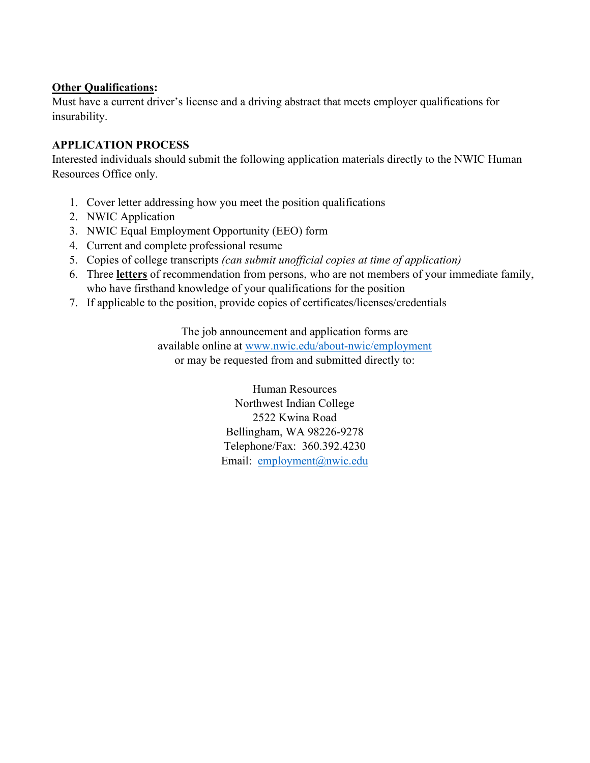**<u>Other Qualifications</u>:**
Must have a current driver's license and a driving abstract that meets employer qualifications for insurability.

**APPLICATION PROCESS**
Interested individuals should submit the following application materials directly to the NWIC Human Resources Office only.

1. Cover letter addressing how you meet the position qualifications
2. NWIC Application
3. NWIC Equal Employment Opportunity (EEO) form
4. Current and complete professional resume
5. Copies of college transcripts *(can submit unofficial copies at time of application)*
6. Three **<u>letters</u>** of recommendation from persons, who are not members of your immediate family, who have firsthand knowledge of your qualifications for the position
7. If applicable to the position, provide copies of certificates/licenses/credentials

The job announcement and application forms are
available online at www.nwic.edu/about-nwic/employment
or may be requested from and submitted directly to:

Human Resources
Northwest Indian College
2522 Kwina Road
Bellingham, WA 98226-9278
Telephone/Fax: 360.392.4230
Email: employment@nwic.edu